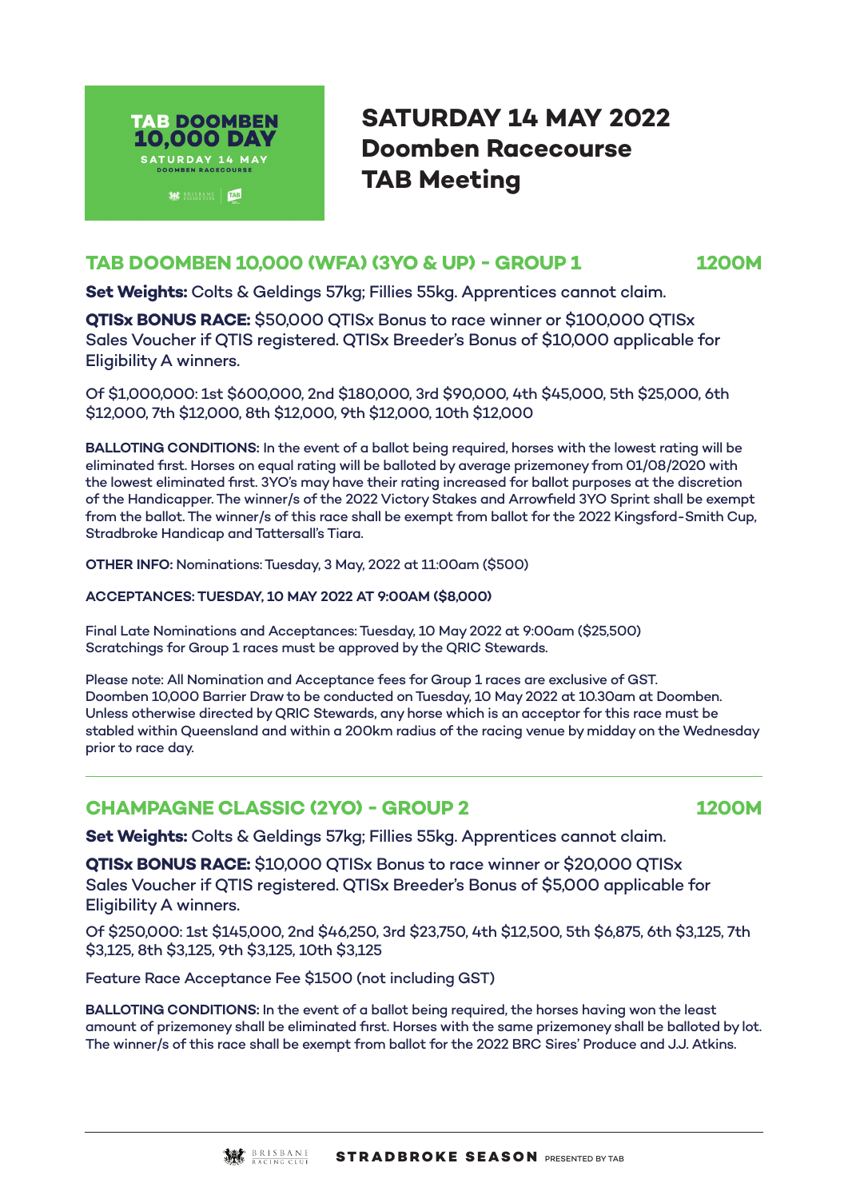TAB DOOMBEN 10,000 DAY
SATURDAY 14 MAY
DOOMBEN RACECOURSE

# SATURDAY 14 MAY 2022
# Doomben Racecourse
# TAB Meeting

## TAB DOOMBEN 10,000 (WFA) (3YO & UP) - GROUP 1 — 1200M

**Set Weights:** Colts & Geldings 57kg; Fillies 55kg. Apprentices cannot claim.

**QTISx BONUS RACE:** $50,000 QTISx Bonus to race winner or $100,000 QTISx Sales Voucher if QTIS registered. QTISx Breeder's Bonus of $10,000 applicable for Eligibility A winners.

Of $1,000,000: 1st $600,000, 2nd $180,000, 3rd $90,000, 4th $45,000, 5th $25,000, 6th $12,000, 7th $12,000, 8th $12,000, 9th $12,000, 10th $12,000

**BALLOTING CONDITIONS:** In the event of a ballot being required, horses with the lowest rating will be eliminated first. Horses on equal rating will be balloted by average prizemoney from 01/08/2020 with the lowest eliminated first. 3YO's may have their rating increased for ballot purposes at the discretion of the Handicapper. The winner/s of the 2022 Victory Stakes and Arrowfield 3YO Sprint shall be exempt from the ballot. The winner/s of this race shall be exempt from ballot for the 2022 Kingsford-Smith Cup, Stradbroke Handicap and Tattersall's Tiara.

**OTHER INFO:** Nominations: Tuesday, 3 May, 2022 at 11:00am ($500)

**ACCEPTANCES: TUESDAY, 10 MAY 2022 AT 9:00AM ($8,000)**

Final Late Nominations and Acceptances: Tuesday, 10 May 2022 at 9:00am ($25,500)
Scratchings for Group 1 races must be approved by the QRIC Stewards.

Please note: All Nomination and Acceptance fees for Group 1 races are exclusive of GST.
Doomben 10,000 Barrier Draw to be conducted on Tuesday, 10 May 2022 at 10.30am at Doomben.
Unless otherwise directed by QRIC Stewards, any horse which is an acceptor for this race must be stabled within Queensland and within a 200km radius of the racing venue by midday on the Wednesday prior to race day.

---

## CHAMPAGNE CLASSIC (2YO) - GROUP 2 — 1200M

**Set Weights:** Colts & Geldings 57kg; Fillies 55kg. Apprentices cannot claim.

**QTISx BONUS RACE:** $10,000 QTISx Bonus to race winner or $20,000 QTISx Sales Voucher if QTIS registered. QTISx Breeder's Bonus of $5,000 applicable for Eligibility A winners.

Of $250,000: 1st $145,000, 2nd $46,250, 3rd $23,750, 4th $12,500, 5th $6,875, 6th $3,125, 7th $3,125, 8th $3,125, 9th $3,125, 10th $3,125

Feature Race Acceptance Fee $1500 (not including GST)

**BALLOTING CONDITIONS:** In the event of a ballot being required, the horses having won the least amount of prizemoney shall be eliminated first. Horses with the same prizemoney shall be balloted by lot. The winner/s of this race shall be exempt from ballot for the 2022 BRC Sires' Produce and J.J. Atkins.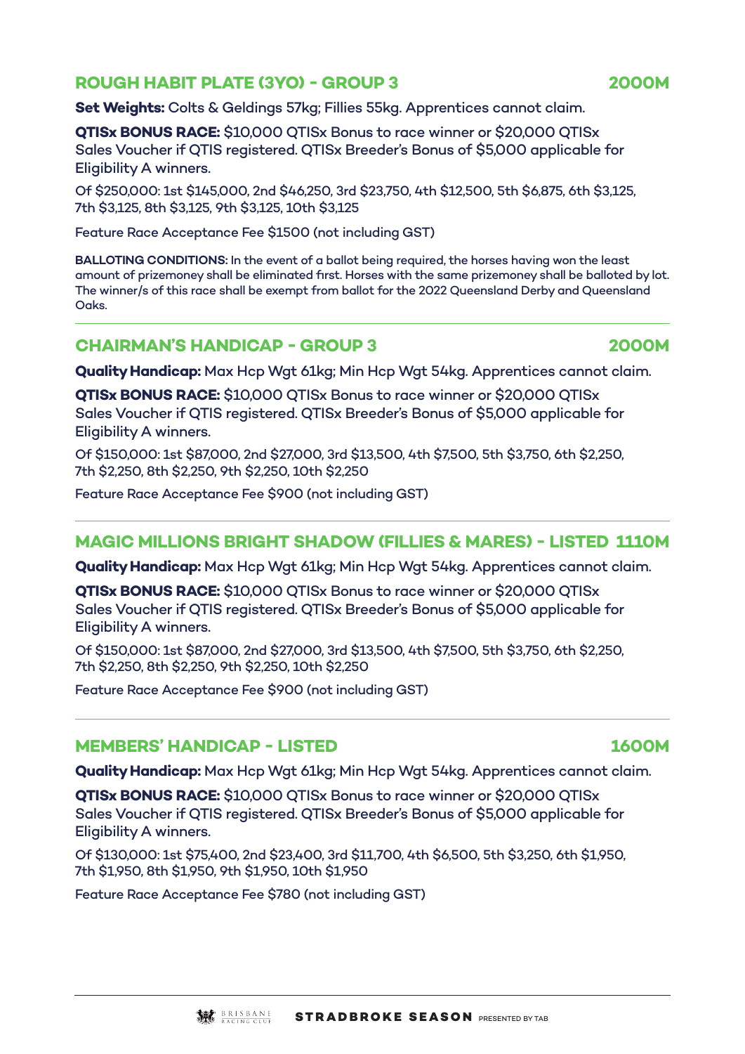## ROUGH HABIT PLATE (3YO) - GROUP 3 — 2000M

**Set Weights:** Colts & Geldings 57kg; Fillies 55kg. Apprentices cannot claim.

**QTISx BONUS RACE:** $10,000 QTISx Bonus to race winner or $20,000 QTISx Sales Voucher if QTIS registered. QTISx Breeder's Bonus of $5,000 applicable for Eligibility A winners.

Of $250,000: 1st $145,000, 2nd $46,250, 3rd $23,750, 4th $12,500, 5th $6,875, 6th $3,125, 7th $3,125, 8th $3,125, 9th $3,125, 10th $3,125

Feature Race Acceptance Fee $1500 (not including GST)

**BALLOTING CONDITIONS:** In the event of a ballot being required, the horses having won the least amount of prizemoney shall be eliminated first. Horses with the same prizemoney shall be balloted by lot. The winner/s of this race shall be exempt from ballot for the 2022 Queensland Derby and Queensland Oaks.

---

## CHAIRMAN'S HANDICAP - GROUP 3 — 2000M

**Quality Handicap:** Max Hcp Wgt 61kg; Min Hcp Wgt 54kg. Apprentices cannot claim.

**QTISx BONUS RACE:** $10,000 QTISx Bonus to race winner or $20,000 QTISx Sales Voucher if QTIS registered. QTISx Breeder's Bonus of $5,000 applicable for Eligibility A winners.

Of $150,000: 1st $87,000, 2nd $27,000, 3rd $13,500, 4th $7,500, 5th $3,750, 6th $2,250, 7th $2,250, 8th $2,250, 9th $2,250, 10th $2,250

Feature Race Acceptance Fee $900 (not including GST)

---

## MAGIC MILLIONS BRIGHT SHADOW (FILLIES & MARES) - LISTED — 1110M

**Quality Handicap:** Max Hcp Wgt 61kg; Min Hcp Wgt 54kg. Apprentices cannot claim.

**QTISx BONUS RACE:** $10,000 QTISx Bonus to race winner or $20,000 QTISx Sales Voucher if QTIS registered. QTISx Breeder's Bonus of $5,000 applicable for Eligibility A winners.

Of $150,000: 1st $87,000, 2nd $27,000, 3rd $13,500, 4th $7,500, 5th $3,750, 6th $2,250, 7th $2,250, 8th $2,250, 9th $2,250, 10th $2,250

Feature Race Acceptance Fee $900 (not including GST)

---

## MEMBERS' HANDICAP - LISTED — 1600M

**Quality Handicap:** Max Hcp Wgt 61kg; Min Hcp Wgt 54kg. Apprentices cannot claim.

**QTISx BONUS RACE:** $10,000 QTISx Bonus to race winner or $20,000 QTISx Sales Voucher if QTIS registered. QTISx Breeder's Bonus of $5,000 applicable for Eligibility A winners.

Of $130,000: 1st $75,400, 2nd $23,400, 3rd $11,700, 4th $6,500, 5th $3,250, 6th $1,950, 7th $1,950, 8th $1,950, 9th $1,950, 10th $1,950

Feature Race Acceptance Fee $780 (not including GST)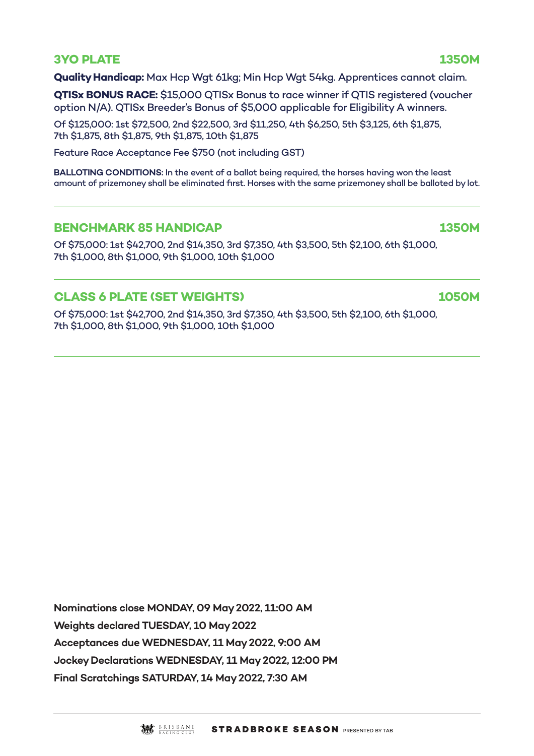## 3YO PLATE 1350M

**Quality Handicap:** Max Hcp Wgt 61kg; Min Hcp Wgt 54kg. Apprentices cannot claim.

**QTISx BONUS RACE:** $15,000 QTISx Bonus to race winner if QTIS registered (voucher option N/A). QTISx Breeder's Bonus of $5,000 applicable for Eligibility A winners.

Of $125,000: 1st $72,500, 2nd $22,500, 3rd $11,250, 4th $6,250, 5th $3,125, 6th $1,875, 7th $1,875, 8th $1,875, 9th $1,875, 10th $1,875

Feature Race Acceptance Fee $750 (not including GST)

**BALLOTING CONDITIONS:** In the event of a ballot being required, the horses having won the least amount of prizemoney shall be eliminated first. Horses with the same prizemoney shall be balloted by lot.

## BENCHMARK 85 HANDICAP 1350M

Of $75,000: 1st $42,700, 2nd $14,350, 3rd $7,350, 4th $3,500, 5th $2,100, 6th $1,000, 7th $1,000, 8th $1,000, 9th $1,000, 10th $1,000

## CLASS 6 PLATE (SET WEIGHTS) 1050M

Of $75,000: 1st $42,700, 2nd $14,350, 3rd $7,350, 4th $3,500, 5th $2,100, 6th $1,000, 7th $1,000, 8th $1,000, 9th $1,000, 10th $1,000

**Nominations close MONDAY, 09 May 2022, 11:00 AM**

**Weights declared TUESDAY, 10 May 2022**

**Acceptances due WEDNESDAY, 11 May 2022, 9:00 AM**

**Jockey Declarations WEDNESDAY, 11 May 2022, 12:00 PM**

**Final Scratchings SATURDAY, 14 May 2022, 7:30 AM**